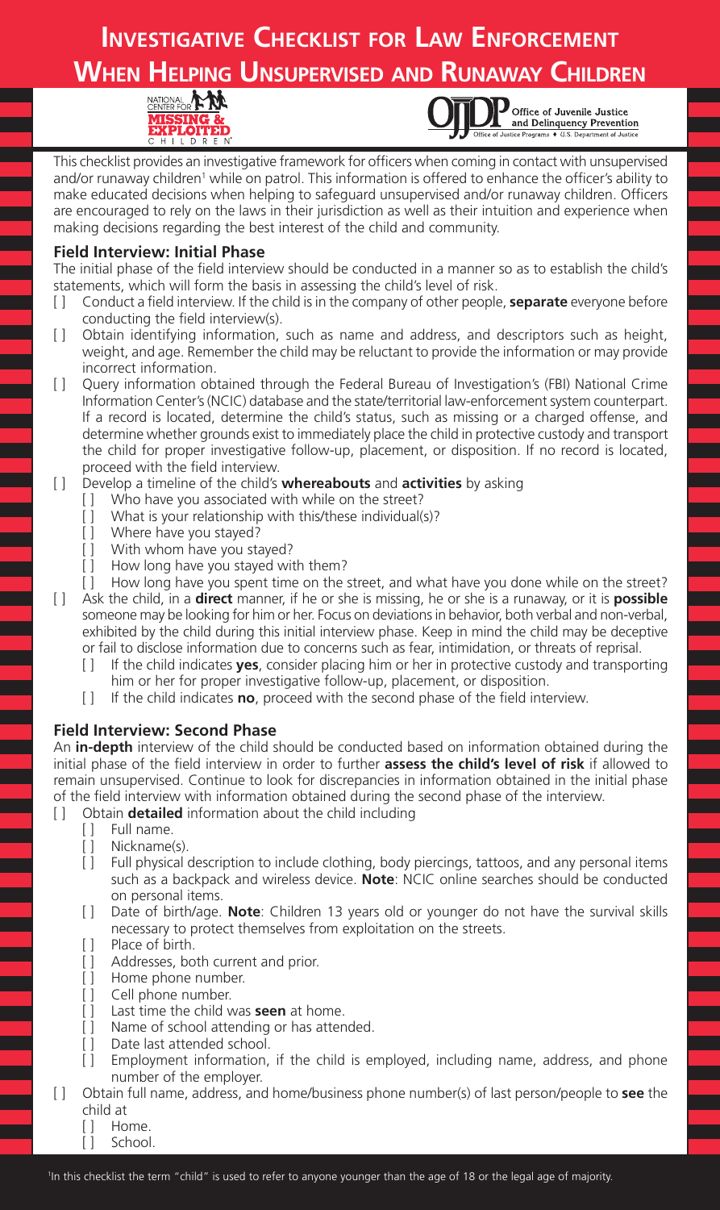# Investigative Checklist for Law Enforcement When Helping Unsupervised and Runaway Children

This checklist provides an investigative framework for officers when coming in contact with unsupervised and/or runaway children[1] while on patrol. This information is offered to enhance the officer's ability to make educated decisions when helping to safeguard unsupervised and/or runaway children. Officers are encouraged to rely on the laws in their jurisdiction as well as their intuition and experience when making decisions regarding the best interest of the child and community.

## Field Interview: Initial Phase

The initial phase of the field interview should be conducted in a manner so as to establish the child's statements, which will form the basis in assessing the child's level of risk.

- [ ] Conduct a field interview. If the child is in the company of other people, **separate** everyone before conducting the field interview(s).
- [ ] Obtain identifying information, such as name and address, and descriptors such as height, weight, and age. Remember the child may be reluctant to provide the information or may provide incorrect information.
- [ ] Query information obtained through the Federal Bureau of Investigation's (FBI) National Crime Information Center's (NCIC) database and the state/territorial law-enforcement system counterpart. If a record is located, determine the child's status, such as missing or a charged offense, and determine whether grounds exist to immediately place the child in protective custody and transport the child for proper investigative follow-up, placement, or disposition. If no record is located, proceed with the field interview.
- [ ] Develop a timeline of the child's **whereabouts** and **activities** by asking
  - [ ] Who have you associated with while on the street?
  - [ ] What is your relationship with this/these individual(s)?
  - [ ] Where have you stayed?
  - [ ] With whom have you stayed?
  - [ ] How long have you stayed with them?
  - [ ] How long have you spent time on the street, and what have you done while on the street?
- [ ] Ask the child, in a **direct** manner, if he or she is missing, he or she is a runaway, or it is **possible** someone may be looking for him or her. Focus on deviations in behavior, both verbal and non-verbal, exhibited by the child during this initial interview phase. Keep in mind the child may be deceptive or fail to disclose information due to concerns such as fear, intimidation, or threats of reprisal.
  - [ ] If the child indicates **yes**, consider placing him or her in protective custody and transporting him or her for proper investigative follow-up, placement, or disposition.
  - [ ] If the child indicates **no**, proceed with the second phase of the field interview.

## Field Interview: Second Phase

An **in-depth** interview of the child should be conducted based on information obtained during the initial phase of the field interview in order to further **assess the child's level of risk** if allowed to remain unsupervised. Continue to look for discrepancies in information obtained in the initial phase of the field interview with information obtained during the second phase of the interview.

- [ ] Obtain **detailed** information about the child including
  - [ ] Full name.
  - [ ] Nickname(s).
  - [ ] Full physical description to include clothing, body piercings, tattoos, and any personal items such as a backpack and wireless device. **Note**: NCIC online searches should be conducted on personal items.
  - [ ] Date of birth/age. **Note**: Children 13 years old or younger do not have the survival skills necessary to protect themselves from exploitation on the streets.
  - [ ] Place of birth.
  - [ ] Addresses, both current and prior.
  - [ ] Home phone number.
  - [ ] Cell phone number.
  - [ ] Last time the child was **seen** at home.
  - [ ] Name of school attending or has attended.
  - [ ] Date last attended school.
  - [ ] Employment information, if the child is employed, including name, address, and phone number of the employer.
- [ ] Obtain full name, address, and home/business phone number(s) of last person/people to **see** the child at
  - [ ] Home.
  - [ ] School.

[1] In this checklist the term "child" is used to refer to anyone younger than the age of 18 or the legal age of majority.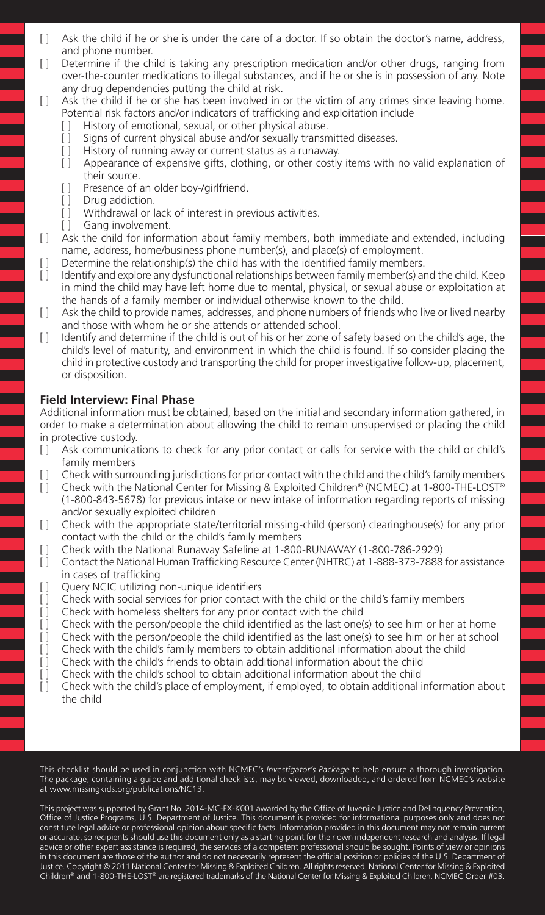- [ ] Ask the child if he or she is under the care of a doctor. If so obtain the doctor's name, address, and phone number.
- [ ] Determine if the child is taking any prescription medication and/or other drugs, ranging from over-the-counter medications to illegal substances, and if he or she is in possession of any. Note any drug dependencies putting the child at risk.
- [ ] Ask the child if he or she has been involved in or the victim of any crimes since leaving home. Potential risk factors and/or indicators of trafficking and exploitation include
  - [ ] History of emotional, sexual, or other physical abuse.
  - [ ] Signs of current physical abuse and/or sexually transmitted diseases.
  - [ ] History of running away or current status as a runaway.
  - [ ] Appearance of expensive gifts, clothing, or other costly items with no valid explanation of their source.
  - [ ] Presence of an older boy-/girlfriend.
  - [ ] Drug addiction.
  - [ ] Withdrawal or lack of interest in previous activities.
  - [ ] Gang involvement.
- [ ] Ask the child for information about family members, both immediate and extended, including name, address, home/business phone number(s), and place(s) of employment.
- [ ] Determine the relationship(s) the child has with the identified family members.
- [ ] Identify and explore any dysfunctional relationships between family member(s) and the child. Keep in mind the child may have left home due to mental, physical, or sexual abuse or exploitation at the hands of a family member or individual otherwise known to the child.
- [ ] Ask the child to provide names, addresses, and phone numbers of friends who live or lived nearby and those with whom he or she attends or attended school.
- [ ] Identify and determine if the child is out of his or her zone of safety based on the child's age, the child's level of maturity, and environment in which the child is found. If so consider placing the child in protective custody and transporting the child for proper investigative follow-up, placement, or disposition.

## Field Interview: Final Phase

Additional information must be obtained, based on the initial and secondary information gathered, in order to make a determination about allowing the child to remain unsupervised or placing the child in protective custody.

- [ ] Ask communications to check for any prior contact or calls for service with the child or child's family members
- [ ] Check with surrounding jurisdictions for prior contact with the child and the child's family members
- [ ] Check with the National Center for Missing & Exploited Children® (NCMEC) at 1-800-THE-LOST® (1-800-843-5678) for previous intake or new intake of information regarding reports of missing and/or sexually exploited children
- [ ] Check with the appropriate state/territorial missing-child (person) clearinghouse(s) for any prior contact with the child or the child's family members
- [ ] Check with the National Runaway Safeline at 1-800-RUNAWAY (1-800-786-2929)
- [ ] Contact the National Human Trafficking Resource Center (NHTRC) at 1-888-373-7888 for assistance in cases of trafficking
- [ ] Query NCIC utilizing non-unique identifiers
- [ ] Check with social services for prior contact with the child or the child's family members
- [ ] Check with homeless shelters for any prior contact with the child
- [ ] Check with the person/people the child identified as the last one(s) to see him or her at home
- [ ] Check with the person/people the child identified as the last one(s) to see him or her at school
- [ ] Check with the child's family members to obtain additional information about the child
- [ ] Check with the child's friends to obtain additional information about the child
- [ ] Check with the child's school to obtain additional information about the child
- [ ] Check with the child's place of employment, if employed, to obtain additional information about the child

This checklist should be used in conjunction with NCMEC's *Investigator's Package* to help ensure a thorough investigation. The package, containing a guide and additional checklists, may be viewed, downloaded, and ordered from NCMEC's website at www.missingkids.org/publications/NC13.

This project was supported by Grant No. 2014-MC-FX-K001 awarded by the Office of Juvenile Justice and Delinquency Prevention, Office of Justice Programs, U.S. Department of Justice. This document is provided for informational purposes only and does not constitute legal advice or professional opinion about specific facts. Information provided in this document may not remain current or accurate, so recipients should use this document only as a starting point for their own independent research and analysis. If legal advice or other expert assistance is required, the services of a competent professional should be sought. Points of view or opinions in this document are those of the author and do not necessarily represent the official position or policies of the U.S. Department of Justice. Copyright © 2011 National Center for Missing & Exploited Children. All rights reserved. National Center for Missing & Exploited Children® and 1-800-THE-LOST® are registered trademarks of the National Center for Missing & Exploited Children. NCMEC Order #03.